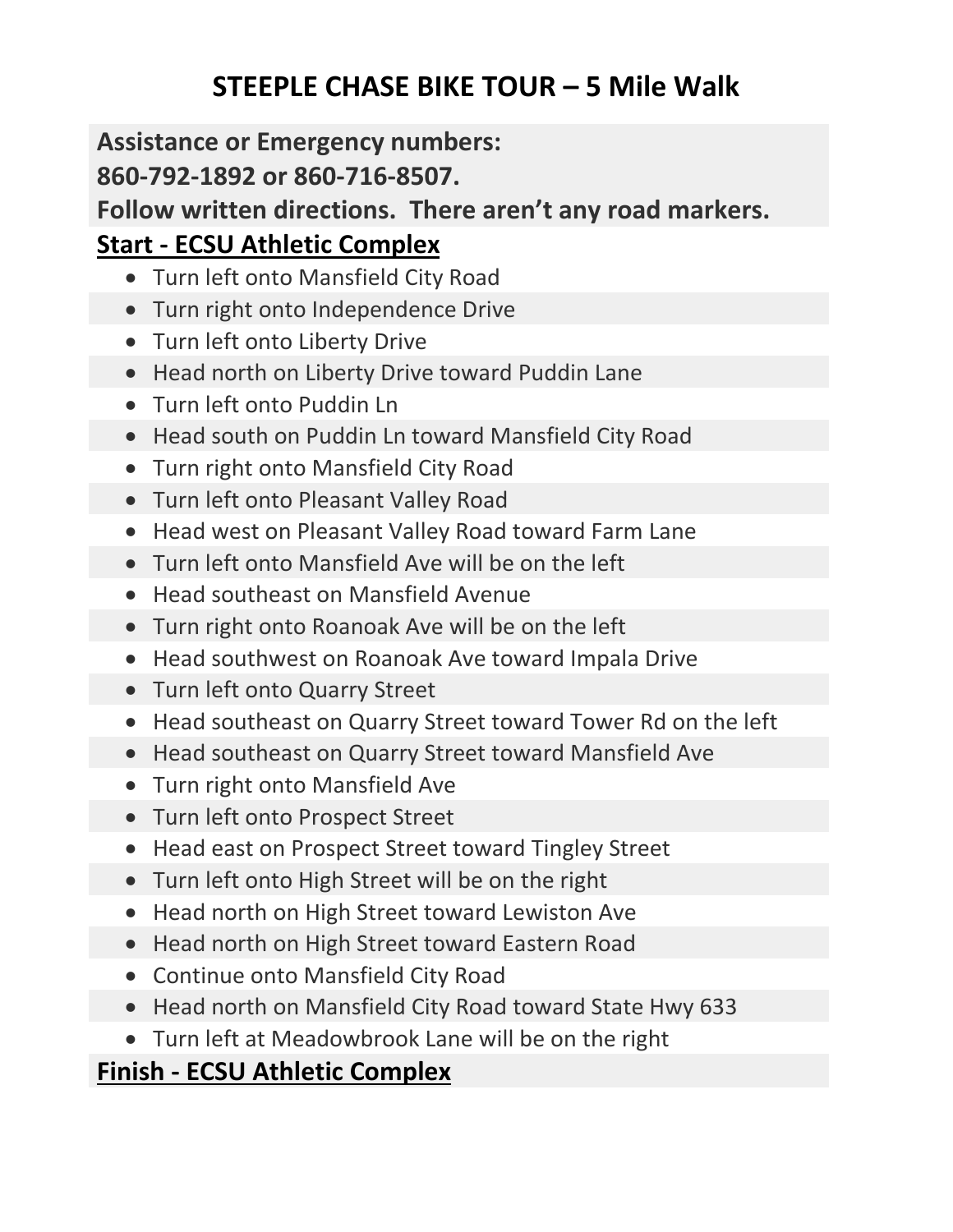# STEEPLE CHASE BIKE TOUR – 5 Mile Walk

**Assistance or Emergency numbers:**
**860-792-1892 or 860-716-8507.**
**Follow written directions. There aren't any road markers.**

## Start - ECSU Athletic Complex

- Turn left onto Mansfield City Road
- Turn right onto Independence Drive
- Turn left onto Liberty Drive
- Head north on Liberty Drive toward Puddin Lane
- Turn left onto Puddin Ln
- Head south on Puddin Ln toward Mansfield City Road
- Turn right onto Mansfield City Road
- Turn left onto Pleasant Valley Road
- Head west on Pleasant Valley Road toward Farm Lane
- Turn left onto Mansfield Ave will be on the left
- Head southeast on Mansfield Avenue
- Turn right onto Roanoak Ave will be on the left
- Head southwest on Roanoak Ave toward Impala Drive
- Turn left onto Quarry Street
- Head southeast on Quarry Street toward Tower Rd on the left
- Head southeast on Quarry Street toward Mansfield Ave
- Turn right onto Mansfield Ave
- Turn left onto Prospect Street
- Head east on Prospect Street toward Tingley Street
- Turn left onto High Street will be on the right
- Head north on High Street toward Lewiston Ave
- Head north on High Street toward Eastern Road
- Continue onto Mansfield City Road
- Head north on Mansfield City Road toward State Hwy 633
- Turn left at Meadowbrook Lane will be on the right

## Finish - ECSU Athletic Complex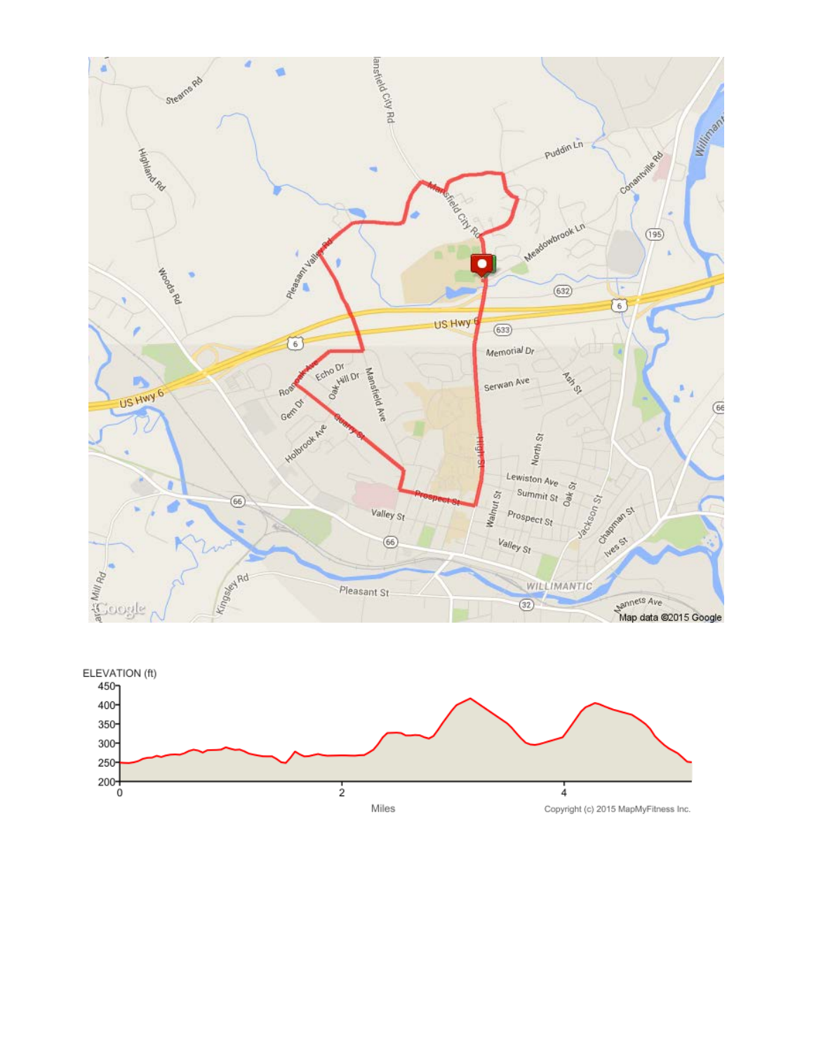Stearns Rd
Mansfield City Rd
Highland Rd
Puddin Ln
Conantville Rd
Willimantic
Mansfield City Rd
Meadowbrook Ln
Pleasant Valley Rd
Woods Rd
195
632
6
US Hwy 6
633
6
Memorial Dr
US Hwy 6
Roanoak Ave
Echo Dr
Oak Hill Dr
Mansfield Ave
Serwan Ave
Ash St
66
Gem Dr
Quarry St
Holbrook Ave
High St
North St
Lewiston Ave
Summit St
Oak St
Prospect St
Walnut St
Prospect St
Jackson St
Chapman St
66
Valley St
Valley St
Ives St
66
Kingsley Rd
WILLIMANTIC
Mill Rd
Pleasant St
32
Manners Ave
Google
Map data ©2015 Google

ELEVATION (ft)
450
400
350
300
250
200
0
2
4
Miles
Copyright (c) 2015 MapMyFitness Inc.